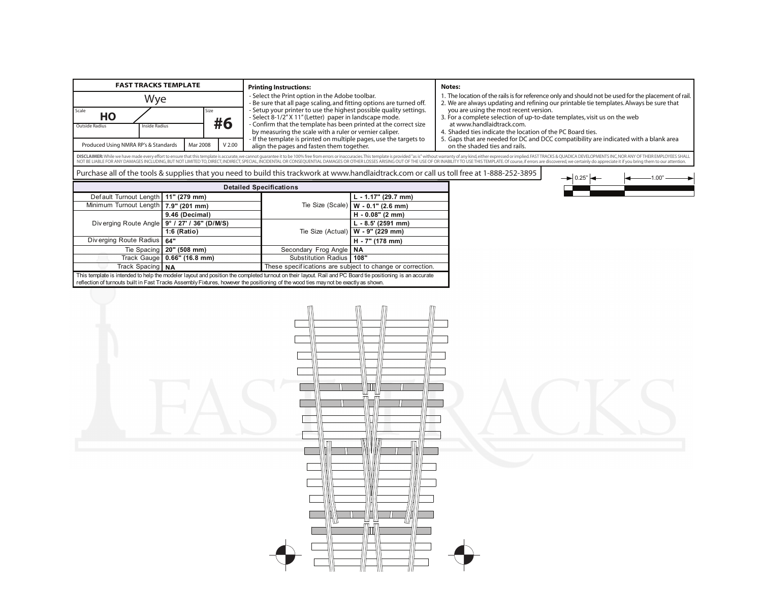| FAST TRACKS TEMPLATE | | | |
| --- | --- | --- | --- |
| Wye | | | |
| Scale: HO | | Size: #6 | |
| Outside Radius | Inside Radius | | |
| Produced Using NMRA RP's & Standards | | Mar 2008 | V 2.00 |

**Printing Instructions:**

- Select the Print option in the Adobe toolbar.
- Be sure that all page scaling, and fitting options are turned off.
- Setup your printer to use the highest possible quality settings.
- Select 8-1/2" X 11" (Letter) paper in landscape mode.
- Confirm that the template has been printed at the correct size by measuring the scale with a ruler or vernier caliper.
- If the template is printed on multiple pages, use the targets to align the pages and fasten them together.

**Notes:**

1. The location of the rails is for reference only and should not be used for the placement of rail.
2. We are always updating and refining our printable tie templates. Always be sure that you are using the most recent version.
3. For a complete selection of up-to-date templates, visit us on the web at www.handlaidtrack.com.
4. Shaded ties indicate the location of the PC Board ties.
5. Gaps that are needed for DC and DCC compatibility are indicated with a blank area on the shaded ties and rails.

**DISCLAIMER:** While we have made every effort to ensure that this template is accurate, we cannot guarantee it to be 100% free from errors or inaccuracies. This template is provided "as is" without warranty of any kind, either expressed or implied. FAST TRACKS & QUADICA DEVELOPMENTS INC, NOR ANY OF THEIR EMPLOYEES SHALL NOT BE LIABLE FOR ANY DAMAGES INCLUDING, BUT NOT LIMITED TO, DIRECT, INDIRECT, SPECIAL, INCIDENTAL OR CONSEQUENTIAL DAMAGES OR OTHER LOSSES ARISING OUT OF THE USE OF OR INABILITY TO USE THIS TEMPLATE. Of course, if errors are discovered, we certainly do appreciate it if you bring them to our attention.

Purchase all of the tools & supplies that you need to build this trackwork at www.handlaidtrack.com or call us toll free at 1-888-252-3895

0.25" 1.00"

| Detailed Specifications | | | |
| --- | --- | --- | --- |
| Default Turnout Length | 11" (279 mm) | Tie Size (Scale) | L - 1.17" (29.7 mm) |
| Minimum Turnout Length | 7.9" (201 mm) | | W - 0.1" (2.6 mm) |
| Diverging Route Angle | 9.46 (Decimal) | | H - 0.08" (2 mm) |
| | 9° / 27' / 36" (D/M/S) | Tie Size (Actual) | L - 8.5' (2591 mm) |
| | 1:6 (Ratio) | | W - 9" (229 mm) |
| Diverging Route Radius | 64" | | H - 7" (178 mm) |
| Tie Spacing | 20" (508 mm) | Secondary Frog Angle | NA |
| Track Gauge | 0.66" (16.8 mm) | Substitution Radius | 108" |
| Track Spacing | NA | These specifications are subject to change or correction. | |

This template is intended to help the modeler layout and position the completed turnout on their layout. Rail and PC Board tie positioning is an accurate reflection of turnouts built in Fast Tracks Assembly Fixtures, however the positioning of the wood ties may not be exactly as shown.